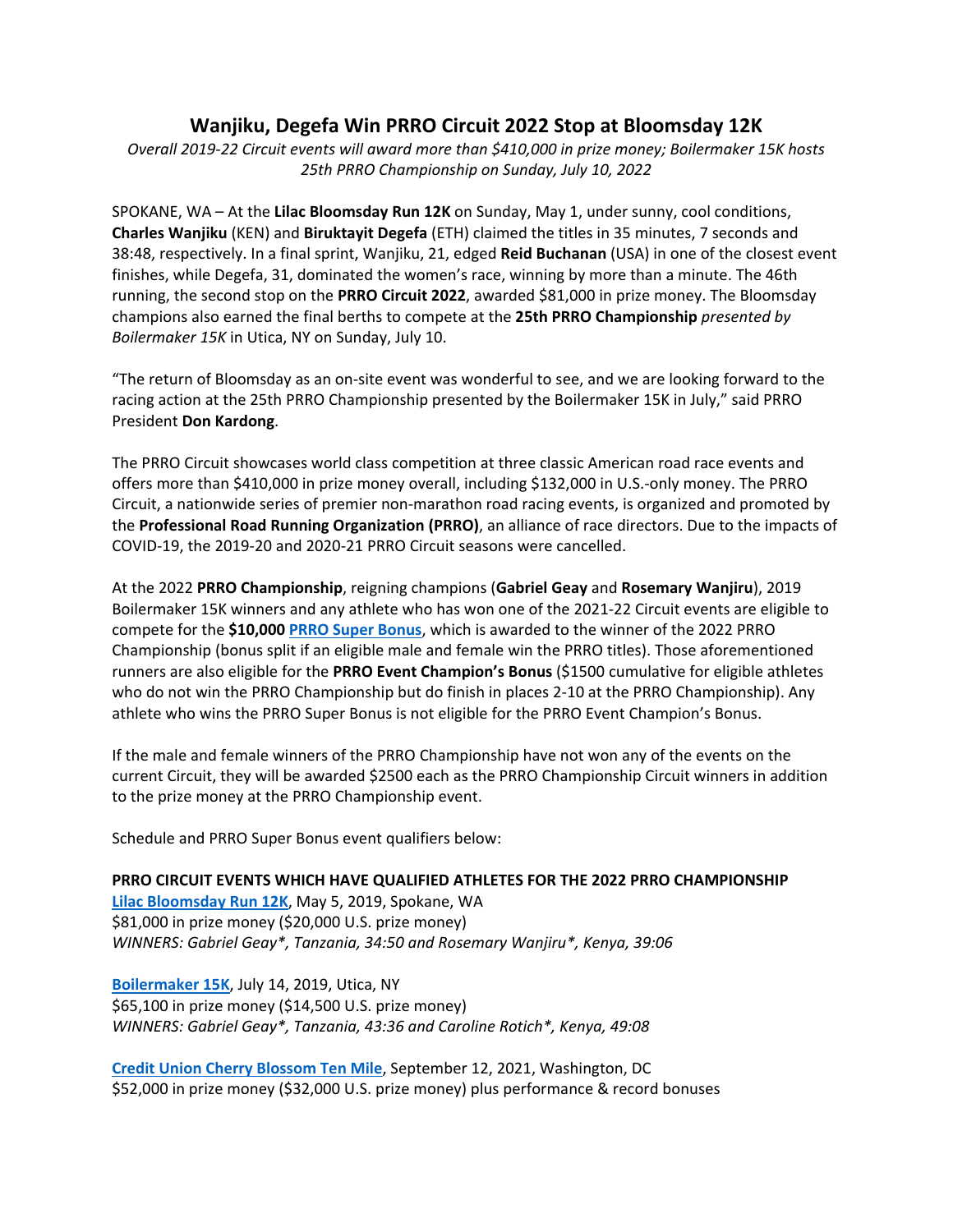# Wanjiku, Degefa Win PRRO Circuit 2022 Stop at Bloomsday 12K

*Overall 2019-22 Circuit events will award more than $410,000 in prize money; Boilermaker 15K hosts 25th PRRO Championship on Sunday, July 10, 2022*

SPOKANE, WA – At the **Lilac Bloomsday Run 12K** on Sunday, May 1, under sunny, cool conditions, **Charles Wanjiku** (KEN) and **Biruktayit Degefa** (ETH) claimed the titles in 35 minutes, 7 seconds and 38:48, respectively. In a final sprint, Wanjiku, 21, edged **Reid Buchanan** (USA) in one of the closest event finishes, while Degefa, 31, dominated the women's race, winning by more than a minute. The 46th running, the second stop on the **PRRO Circuit 2022**, awarded $81,000 in prize money. The Bloomsday champions also earned the final berths to compete at the **25th PRRO Championship** *presented by Boilermaker 15K* in Utica, NY on Sunday, July 10.

"The return of Bloomsday as an on-site event was wonderful to see, and we are looking forward to the racing action at the 25th PRRO Championship presented by the Boilermaker 15K in July," said PRRO President **Don Kardong**.

The PRRO Circuit showcases world class competition at three classic American road race events and offers more than $410,000 in prize money overall, including $132,000 in U.S.-only money. The PRRO Circuit, a nationwide series of premier non-marathon road racing events, is organized and promoted by the **Professional Road Running Organization (PRRO)**, an alliance of race directors. Due to the impacts of COVID-19, the 2019-20 and 2020-21 PRRO Circuit seasons were cancelled.

At the 2022 **PRRO Championship**, reigning champions (**Gabriel Geay** and **Rosemary Wanjiru**), 2019 Boilermaker 15K winners and any athlete who has won one of the 2021-22 Circuit events are eligible to compete for the **$10,000 PRRO Super Bonus**, which is awarded to the winner of the 2022 PRRO Championship (bonus split if an eligible male and female win the PRRO titles). Those aforementioned runners are also eligible for the **PRRO Event Champion's Bonus** ($1500 cumulative for eligible athletes who do not win the PRRO Championship but do finish in places 2-10 at the PRRO Championship). Any athlete who wins the PRRO Super Bonus is not eligible for the PRRO Event Champion's Bonus.

If the male and female winners of the PRRO Championship have not won any of the events on the current Circuit, they will be awarded $2500 each as the PRRO Championship Circuit winners in addition to the prize money at the PRRO Championship event.

Schedule and PRRO Super Bonus event qualifiers below:

**PRRO CIRCUIT EVENTS WHICH HAVE QUALIFIED ATHLETES FOR THE 2022 PRRO CHAMPIONSHIP**

**Lilac Bloomsday Run 12K**, May 5, 2019, Spokane, WA
$81,000 in prize money ($20,000 U.S. prize money)
*WINNERS: Gabriel Geay*, Tanzania, 34:50 and Rosemary Wanjiru*, Kenya, 39:06*

**Boilermaker 15K**, July 14, 2019, Utica, NY
$65,100 in prize money ($14,500 U.S. prize money)
*WINNERS: Gabriel Geay*, Tanzania, 43:36 and Caroline Rotich*, Kenya, 49:08*

**Credit Union Cherry Blossom Ten Mile**, September 12, 2021, Washington, DC
$52,000 in prize money ($32,000 U.S. prize money) plus performance & record bonuses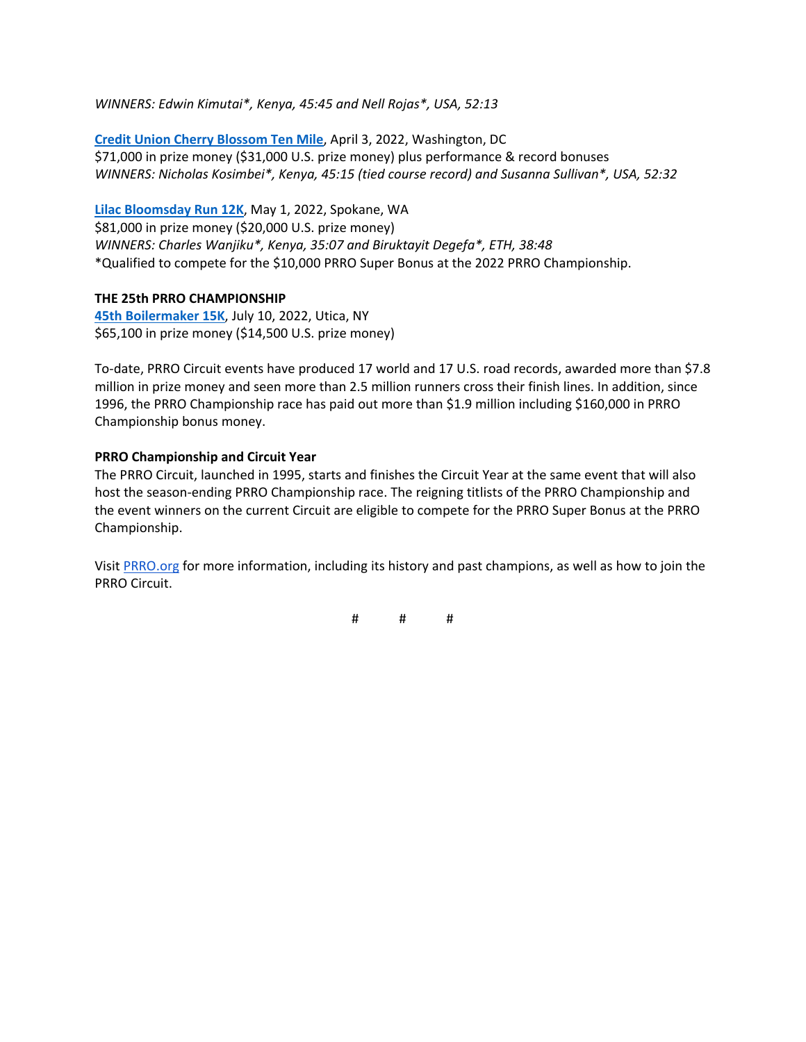*WINNERS: Edwin Kimutai*, Kenya, 45:45 and Nell Rojas*, USA, 52:13*

**Credit Union Cherry Blossom Ten Mile**, April 3, 2022, Washington, DC
$71,000 in prize money ($31,000 U.S. prize money) plus performance & record bonuses
*WINNERS: Nicholas Kosimbei*, Kenya, 45:15 (tied course record) and Susanna Sullivan*, USA, 52:32*

**Lilac Bloomsday Run 12K**, May 1, 2022, Spokane, WA
$81,000 in prize money ($20,000 U.S. prize money)
*WINNERS: Charles Wanjiku*, Kenya, 35:07 and Biruktayit Degefa*, ETH, 38:48*
*Qualified to compete for the $10,000 PRRO Super Bonus at the 2022 PRRO Championship.

**THE 25th PRRO CHAMPIONSHIP**
**45th Boilermaker 15K**, July 10, 2022, Utica, NY
$65,100 in prize money ($14,500 U.S. prize money)

To-date, PRRO Circuit events have produced 17 world and 17 U.S. road records, awarded more than $7.8 million in prize money and seen more than 2.5 million runners cross their finish lines. In addition, since 1996, the PRRO Championship race has paid out more than $1.9 million including $160,000 in PRRO Championship bonus money.

**PRRO Championship and Circuit Year**
The PRRO Circuit, launched in 1995, starts and finishes the Circuit Year at the same event that will also host the season-ending PRRO Championship race. The reigning titlists of the PRRO Championship and the event winners on the current Circuit are eligible to compete for the PRRO Super Bonus at the PRRO Championship.

Visit PRRO.org for more information, including its history and past champions, as well as how to join the PRRO Circuit.

# # #